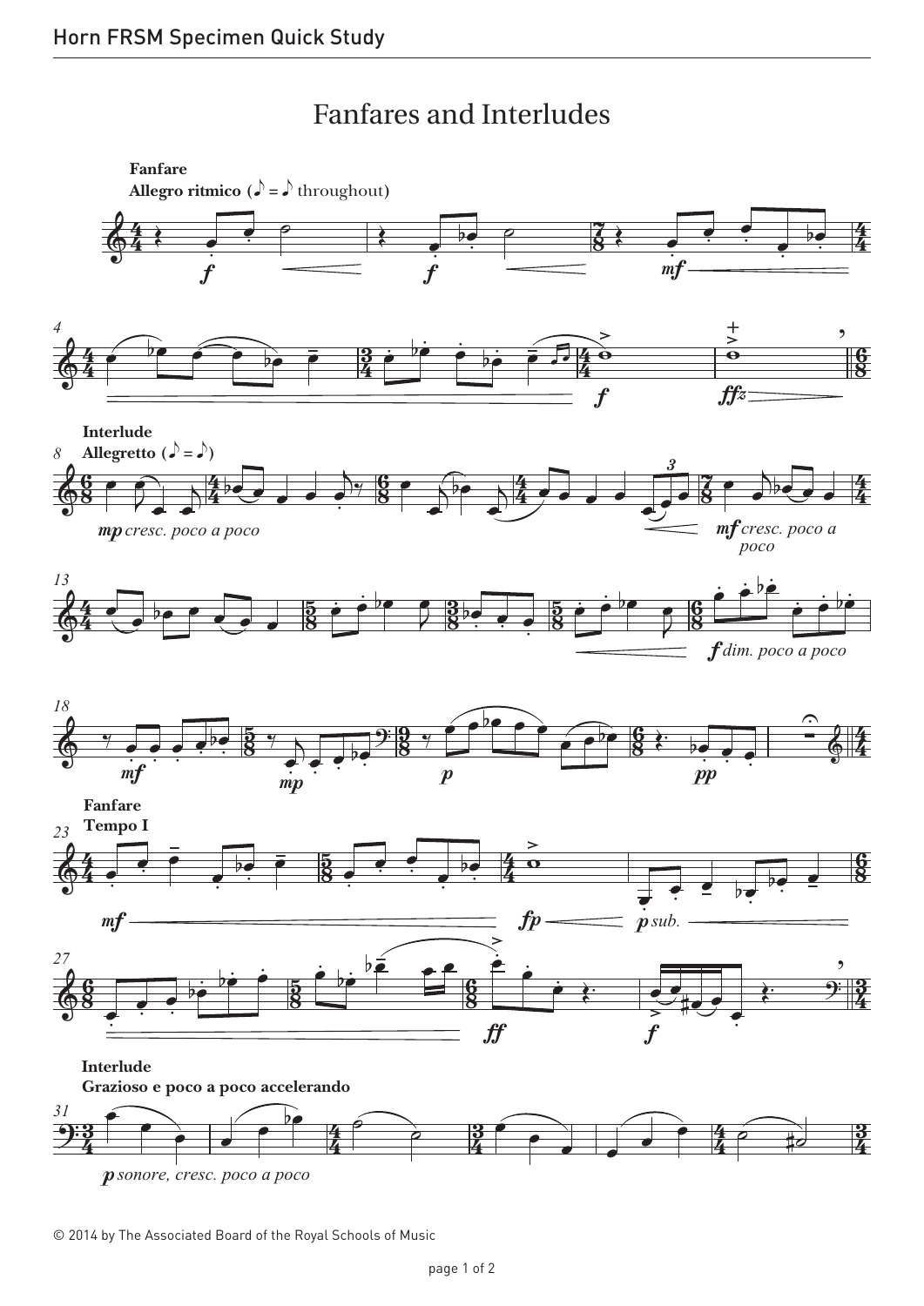# Fanfares and Interludes

**Fanfare**

**Allegro ritmico (♪ = ♪ throughout)**

*f* *f* *mf*

4

*f* *ffz*

**Interlude**

8 **Allegretto (♪ = ♪)**

*mp cresc. poco a poco* *mf cresc. poco a poco*

13

*f dim. poco a poco*

18

*mf* *mp* *p* *pp*

**Fanfare**

23 **Tempo I**

*mf* *fp* *p sub.*

27

*ff* *f*

**Interlude**

**Grazioso e poco a poco accelerando**

31

*p sonore, cresc. poco a poco*

© 2014 by The Associated Board of the Royal Schools of Music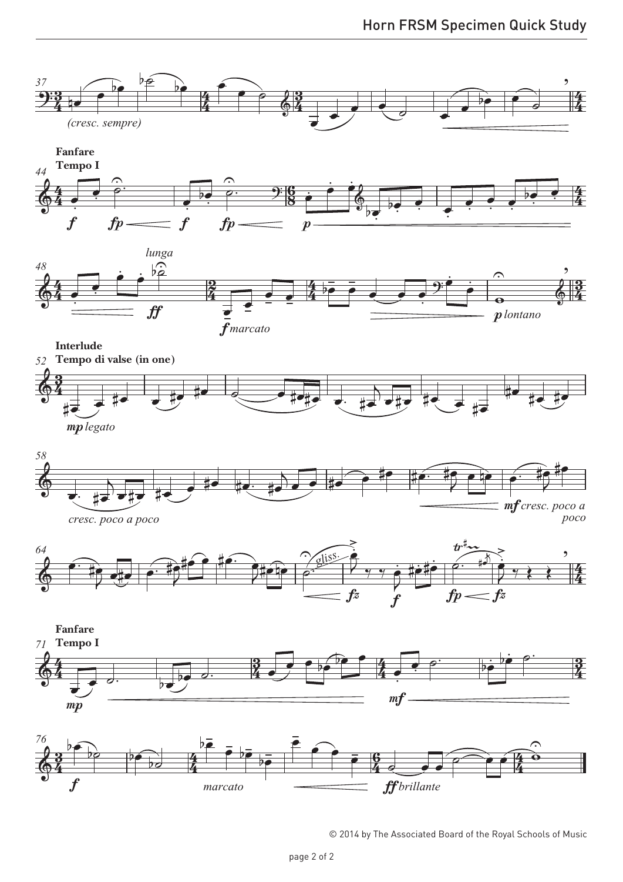**Fanfare**
**Tempo I**

*lunga*

**Interlude**
**Tempo di valse (in one)**

**Fanfare**
**Tempo I**

© 2014 by The Associated Board of the Royal Schools of Music